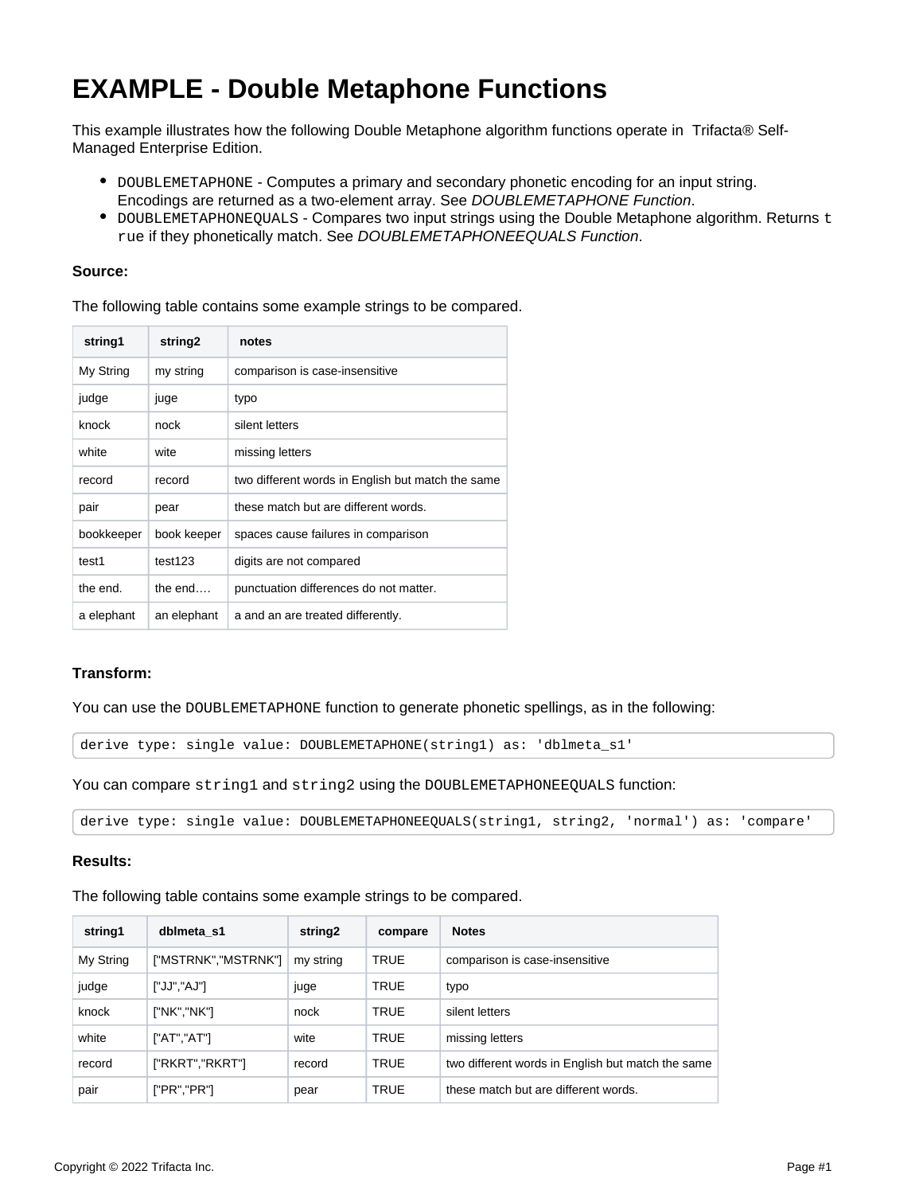# EXAMPLE - Double Metaphone Functions

This example illustrates how the following Double Metaphone algorithm functions operate in Trifacta® Self-Managed Enterprise Edition.

- `DOUBLEMETAPHONE` - Computes a primary and secondary phonetic encoding for an input string. Encodings are returned as a two-element array. See *DOUBLEMETAPHONE Function*.
- `DOUBLEMETAPHONEQUALS` - Compares two input strings using the Double Metaphone algorithm. Returns `true` if they phonetically match. See *DOUBLEMETAPHONEEQUALS Function*.

**Source:**

The following table contains some example strings to be compared.

| string1 | string2 | notes |
|---|---|---|
| My String | my string | comparison is case-insensitive |
| judge | juge | typo |
| knock | nock | silent letters |
| white | wite | missing letters |
| record | record | two different words in English but match the same |
| pair | pear | these match but are different words. |
| bookkeeper | book keeper | spaces cause failures in comparison |
| test1 | test123 | digits are not compared |
| the end. | the end…. | punctuation differences do not matter. |
| a elephant | an elephant | a and an are treated differently. |

**Transform:**

You can use the `DOUBLEMETAPHONE` function to generate phonetic spellings, as in the following:

```
derive type: single value: DOUBLEMETAPHONE(string1) as: 'dblmeta_s1'
```

You can compare `string1` and `string2` using the `DOUBLEMETAPHONEEQUALS` function:

```
derive type: single value: DOUBLEMETAPHONEEQUALS(string1, string2, 'normal') as: 'compare'
```

**Results:**

The following table contains some example strings to be compared.

| string1 | dblmeta_s1 | string2 | compare | Notes |
|---|---|---|---|---|
| My String | ["MSTRNK","MSTRNK"] | my string | TRUE | comparison is case-insensitive |
| judge | ["JJ","AJ"] | juge | TRUE | typo |
| knock | ["NK","NK"] | nock | TRUE | silent letters |
| white | ["AT","AT"] | wite | TRUE | missing letters |
| record | ["RKRT","RKRT"] | record | TRUE | two different words in English but match the same |
| pair | ["PR","PR"] | pear | TRUE | these match but are different words. |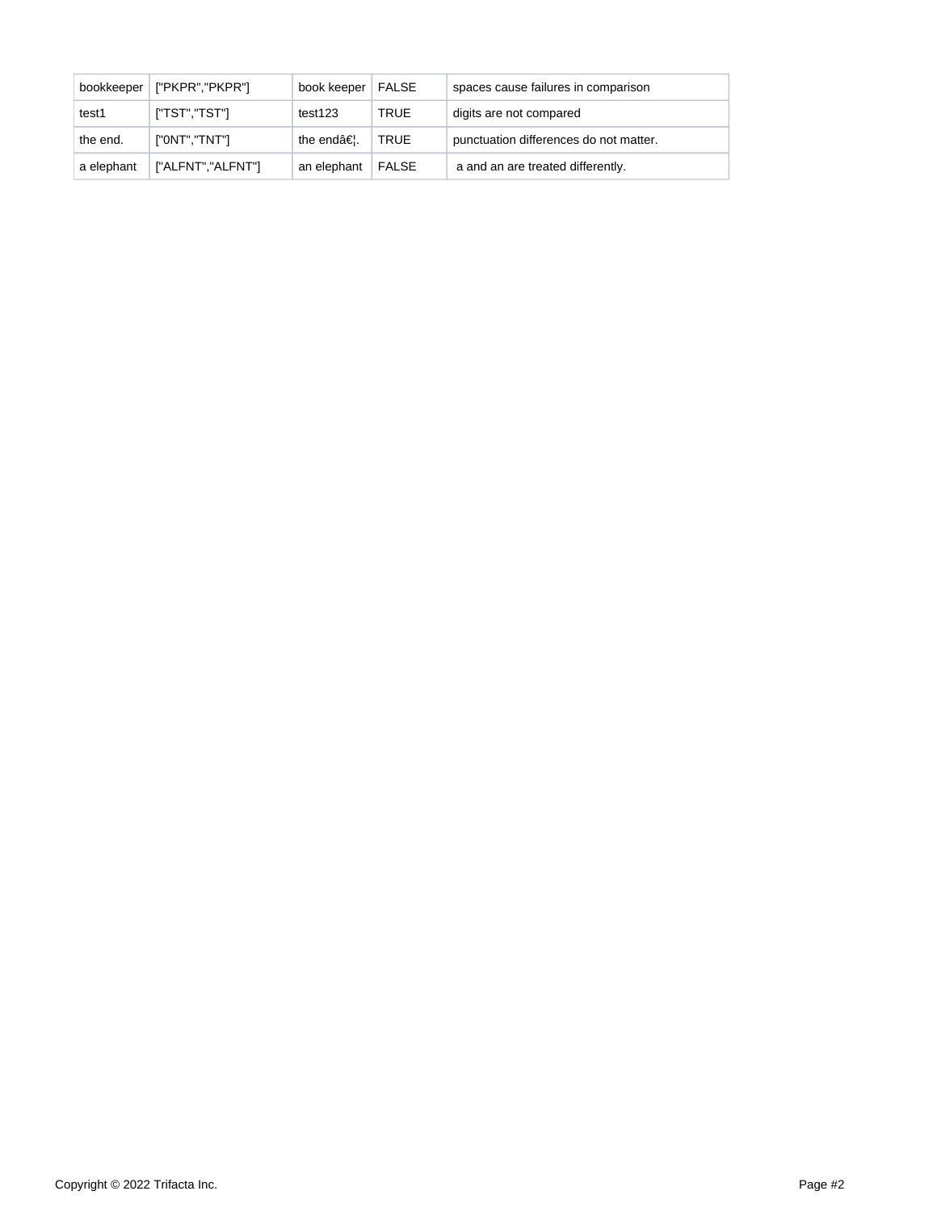| | | | | |
|---|---|---|---|---|
| bookkeeper | ["PKPR","PKPR"] | book keeper | FALSE | spaces cause failures in comparison |
| test1 | ["TST","TST"] | test123 | TRUE | digits are not compared |
| the end. | ["0NT","TNT"] | the endâ€¦. | TRUE | punctuation differences do not matter. |
| a elephant | ["ALFNT","ALFNT"] | an elephant | FALSE | a and an are treated differently. |